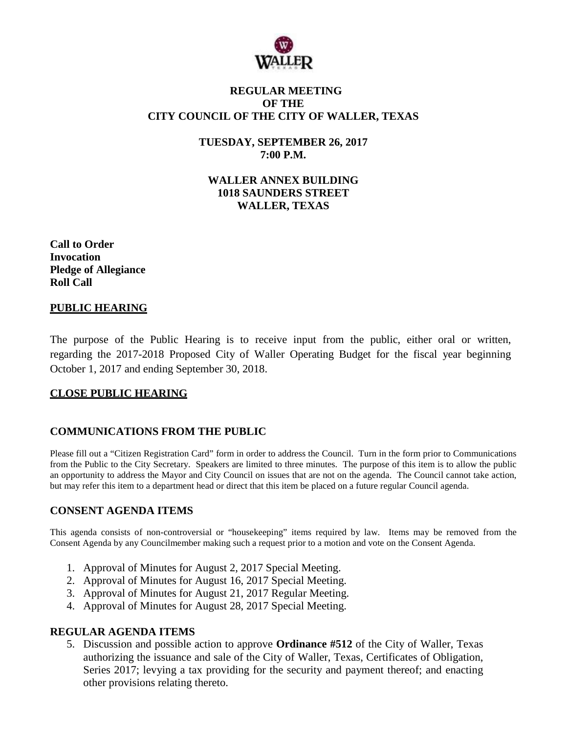# REGULAR MEETING
# OF THE
# CITY COUNCIL OF THE CITY OF WALLER, TEXAS

**TUESDAY, SEPTEMBER 26, 2017**
**7:00 P.M.**

**WALLER ANNEX BUILDING**
**1018 SAUNDERS STREET**
**WALLER, TEXAS**

**Call to Order**
**Invocation**
**Pledge of Allegiance**
**Roll Call**

## PUBLIC HEARING

The purpose of the Public Hearing is to receive input from the public, either oral or written, regarding the 2017-2018 Proposed City of Waller Operating Budget for the fiscal year beginning October 1, 2017 and ending September 30, 2018.

## CLOSE PUBLIC HEARING

## COMMUNICATIONS FROM THE PUBLIC

Please fill out a "Citizen Registration Card" form in order to address the Council. Turn in the form prior to Communications from the Public to the City Secretary. Speakers are limited to three minutes. The purpose of this item is to allow the public an opportunity to address the Mayor and City Council on issues that are not on the agenda. The Council cannot take action, but may refer this item to a department head or direct that this item be placed on a future regular Council agenda.

## CONSENT AGENDA ITEMS

This agenda consists of non-controversial or "housekeeping" items required by law. Items may be removed from the Consent Agenda by any Councilmember making such a request prior to a motion and vote on the Consent Agenda.

1. Approval of Minutes for August 2, 2017 Special Meeting.
2. Approval of Minutes for August 16, 2017 Special Meeting.
3. Approval of Minutes for August 21, 2017 Regular Meeting.
4. Approval of Minutes for August 28, 2017 Special Meeting.

## REGULAR AGENDA ITEMS

5. Discussion and possible action to approve **Ordinance #512** of the City of Waller, Texas authorizing the issuance and sale of the City of Waller, Texas, Certificates of Obligation, Series 2017; levying a tax providing for the security and payment thereof; and enacting other provisions relating thereto.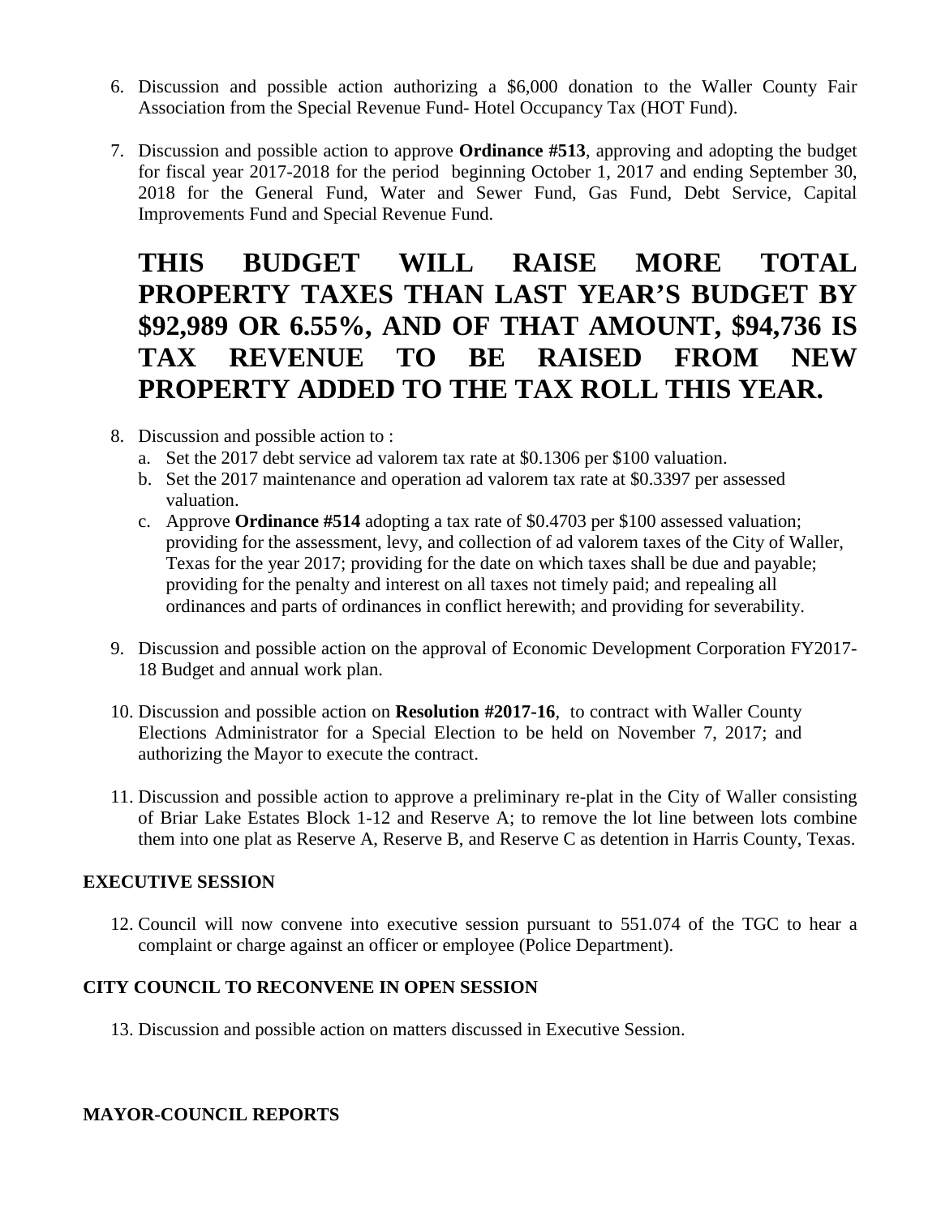6. Discussion and possible action authorizing a $6,000 donation to the Waller County Fair Association from the Special Revenue Fund- Hotel Occupancy Tax (HOT Fund).

7. Discussion and possible action to approve **Ordinance #513**, approving and adopting the budget for fiscal year 2017-2018 for the period beginning October 1, 2017 and ending September 30, 2018 for the General Fund, Water and Sewer Fund, Gas Fund, Debt Service, Capital Improvements Fund and Special Revenue Fund.

# THIS BUDGET WILL RAISE MORE TOTAL PROPERTY TAXES THAN LAST YEAR'S BUDGET BY $92,989 OR 6.55%, AND OF THAT AMOUNT, $94,736 IS TAX REVENUE TO BE RAISED FROM NEW PROPERTY ADDED TO THE TAX ROLL THIS YEAR.

8. Discussion and possible action to :
   a. Set the 2017 debt service ad valorem tax rate at $0.1306 per $100 valuation.
   b. Set the 2017 maintenance and operation ad valorem tax rate at $0.3397 per assessed valuation.
   c. Approve **Ordinance #514** adopting a tax rate of $0.4703 per $100 assessed valuation; providing for the assessment, levy, and collection of ad valorem taxes of the City of Waller, Texas for the year 2017; providing for the date on which taxes shall be due and payable; providing for the penalty and interest on all taxes not timely paid; and repealing all ordinances and parts of ordinances in conflict herewith; and providing for severability.

9. Discussion and possible action on the approval of Economic Development Corporation FY2017-18 Budget and annual work plan.

10. Discussion and possible action on **Resolution #2017-16**, to contract with Waller County Elections Administrator for a Special Election to be held on November 7, 2017; and authorizing the Mayor to execute the contract.

11. Discussion and possible action to approve a preliminary re-plat in the City of Waller consisting of Briar Lake Estates Block 1-12 and Reserve A; to remove the lot line between lots combine them into one plat as Reserve A, Reserve B, and Reserve C as detention in Harris County, Texas.

**EXECUTIVE SESSION**

12. Council will now convene into executive session pursuant to 551.074 of the TGC to hear a complaint or charge against an officer or employee (Police Department).

**CITY COUNCIL TO RECONVENE IN OPEN SESSION**

13. Discussion and possible action on matters discussed in Executive Session.

**MAYOR-COUNCIL REPORTS**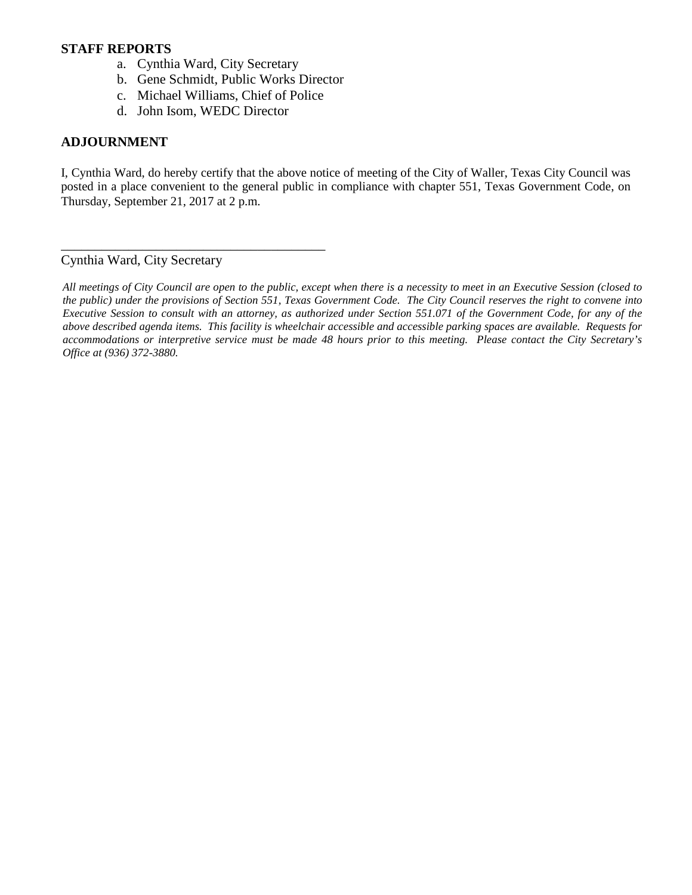**STAFF REPORTS**

a. Cynthia Ward, City Secretary
b. Gene Schmidt, Public Works Director
c. Michael Williams, Chief of Police
d. John Isom, WEDC Director

**ADJOURNMENT**

I, Cynthia Ward, do hereby certify that the above notice of meeting of the City of Waller, Texas City Council was posted in a place convenient to the general public in compliance with chapter 551, Texas Government Code, on Thursday, September 21, 2017 at 2 p.m.

\_\_\_\_\_\_\_\_\_\_\_\_\_\_\_\_\_\_\_\_\_\_\_\_\_\_\_\_\_\_\_\_\_\_\_\_\_\_\_\_

Cynthia Ward, City Secretary

*All meetings of City Council are open to the public, except when there is a necessity to meet in an Executive Session (closed to the public) under the provisions of Section 551, Texas Government Code. The City Council reserves the right to convene into Executive Session to consult with an attorney, as authorized under Section 551.071 of the Government Code, for any of the above described agenda items. This facility is wheelchair accessible and accessible parking spaces are available. Requests for accommodations or interpretive service must be made 48 hours prior to this meeting. Please contact the City Secretary's Office at (936) 372-3880.*